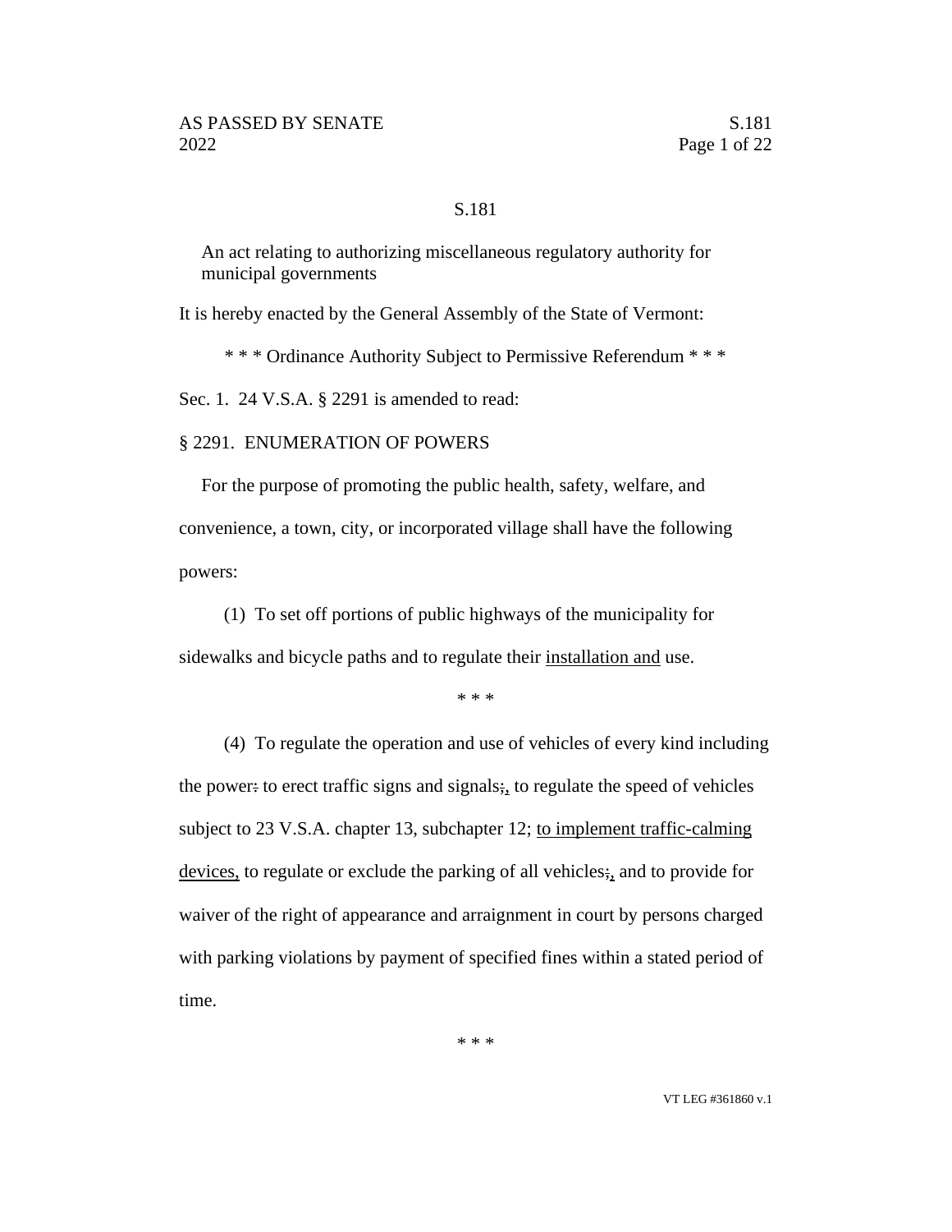S.181

An act relating to authorizing miscellaneous regulatory authority for municipal governments

It is hereby enacted by the General Assembly of the State of Vermont:

\* \* \* Ordinance Authority Subject to Permissive Referendum \* \* \*

Sec. 1. 24 V.S.A. § 2291 is amended to read:

§ 2291. ENUMERATION OF POWERS

For the purpose of promoting the public health, safety, welfare, and convenience, a town, city, or incorporated village shall have the following powers:

(1) To set off portions of public highways of the municipality for sidewalks and bicycle paths and to regulate their <u>installation and</u> use.

\* \* \*

(4) To regulate the operation and use of vehicles of every kind including the power~~:~~ to erect traffic signs and signals~~;~~<u>,</u> to regulate the speed of vehicles subject to 23 V.S.A. chapter 13, subchapter 12; <u>to implement traffic-calming devices,</u> to regulate or exclude the parking of all vehicles~~;~~<u>,</u> and to provide for waiver of the right of appearance and arraignment in court by persons charged with parking violations by payment of specified fines within a stated period of time.

\* \* \*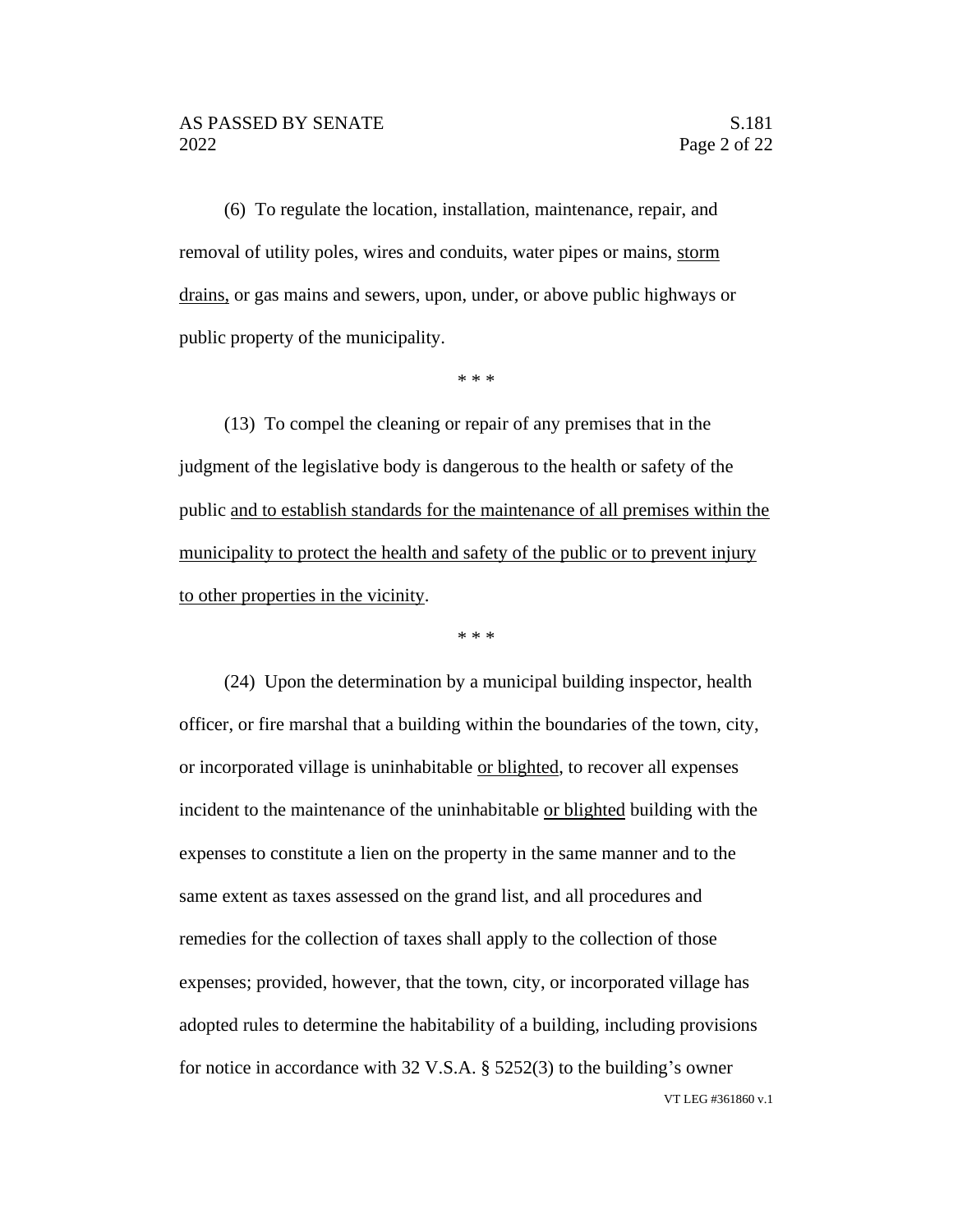(6) To regulate the location, installation, maintenance, repair, and removal of utility poles, wires and conduits, water pipes or mains, <u>storm drains,</u> or gas mains and sewers, upon, under, or above public highways or public property of the municipality.

\* \* \*

(13) To compel the cleaning or repair of any premises that in the judgment of the legislative body is dangerous to the health or safety of the public <u>and to establish standards for the maintenance of all premises within the municipality to protect the health and safety of the public or to prevent injury to other properties in the vicinity</u>.

\* \* \*

(24) Upon the determination by a municipal building inspector, health officer, or fire marshal that a building within the boundaries of the town, city, or incorporated village is uninhabitable <u>or blighted</u>, to recover all expenses incident to the maintenance of the uninhabitable <u>or blighted</u> building with the expenses to constitute a lien on the property in the same manner and to the same extent as taxes assessed on the grand list, and all procedures and remedies for the collection of taxes shall apply to the collection of those expenses; provided, however, that the town, city, or incorporated village has adopted rules to determine the habitability of a building, including provisions for notice in accordance with 32 V.S.A. § 5252(3) to the building's owner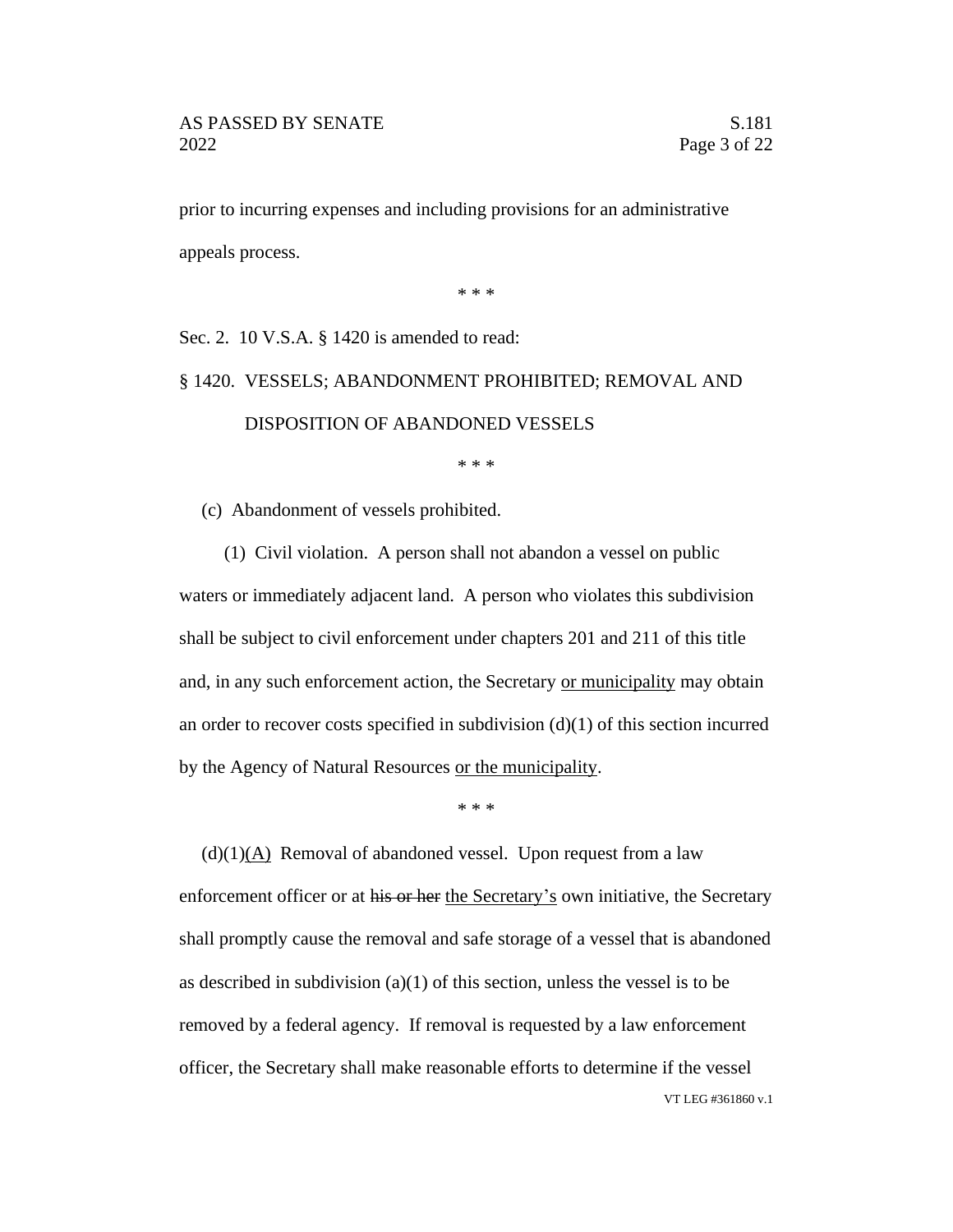prior to incurring expenses and including provisions for an administrative appeals process.

\* \* \*

Sec. 2. 10 V.S.A. § 1420 is amended to read:

§ 1420. VESSELS; ABANDONMENT PROHIBITED; REMOVAL AND DISPOSITION OF ABANDONED VESSELS

\* \* \*

(c) Abandonment of vessels prohibited.

(1) Civil violation. A person shall not abandon a vessel on public waters or immediately adjacent land. A person who violates this subdivision shall be subject to civil enforcement under chapters 201 and 211 of this title and, in any such enforcement action, the Secretary <u>or municipality</u> may obtain an order to recover costs specified in subdivision (d)(1) of this section incurred by the Agency of Natural Resources <u>or the municipality</u>.

\* \* \*

(d)(1)<u>(A)</u> Removal of abandoned vessel. Upon request from a law enforcement officer or at ~~his or her~~ <u>the Secretary's</u> own initiative, the Secretary shall promptly cause the removal and safe storage of a vessel that is abandoned as described in subdivision (a)(1) of this section, unless the vessel is to be removed by a federal agency. If removal is requested by a law enforcement officer, the Secretary shall make reasonable efforts to determine if the vessel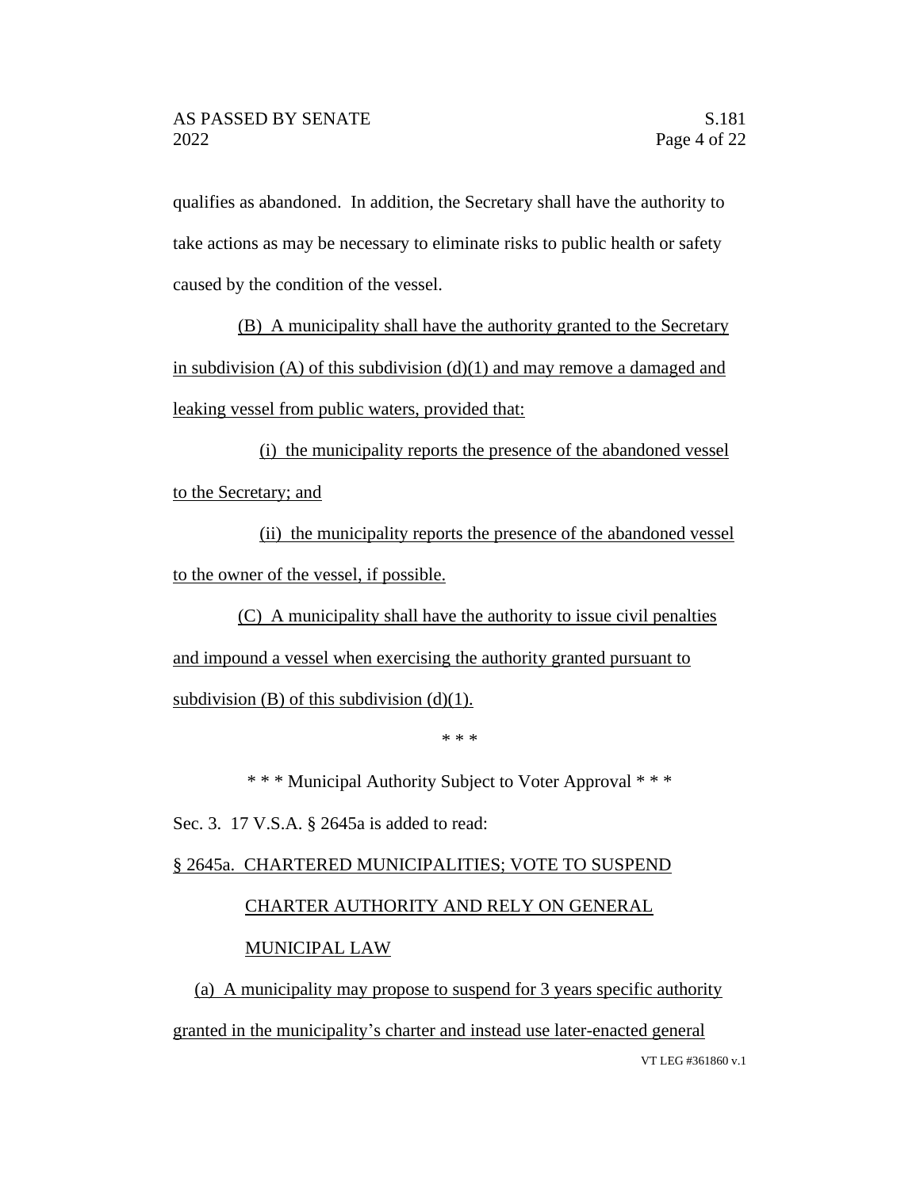qualifies as abandoned. In addition, the Secretary shall have the authority to take actions as may be necessary to eliminate risks to public health or safety caused by the condition of the vessel.

(B) A municipality shall have the authority granted to the Secretary in subdivision (A) of this subdivision (d)(1) and may remove a damaged and leaking vessel from public waters, provided that:

(i) the municipality reports the presence of the abandoned vessel to the Secretary; and

(ii) the municipality reports the presence of the abandoned vessel to the owner of the vessel, if possible.

(C) A municipality shall have the authority to issue civil penalties and impound a vessel when exercising the authority granted pursuant to subdivision (B) of this subdivision (d)(1).

\* \* \*

\* \* \* Municipal Authority Subject to Voter Approval \* \* \*

Sec. 3. 17 V.S.A. § 2645a is added to read:

§ 2645a. CHARTERED MUNICIPALITIES; VOTE TO SUSPEND CHARTER AUTHORITY AND RELY ON GENERAL MUNICIPAL LAW

(a) A municipality may propose to suspend for 3 years specific authority granted in the municipality's charter and instead use later-enacted general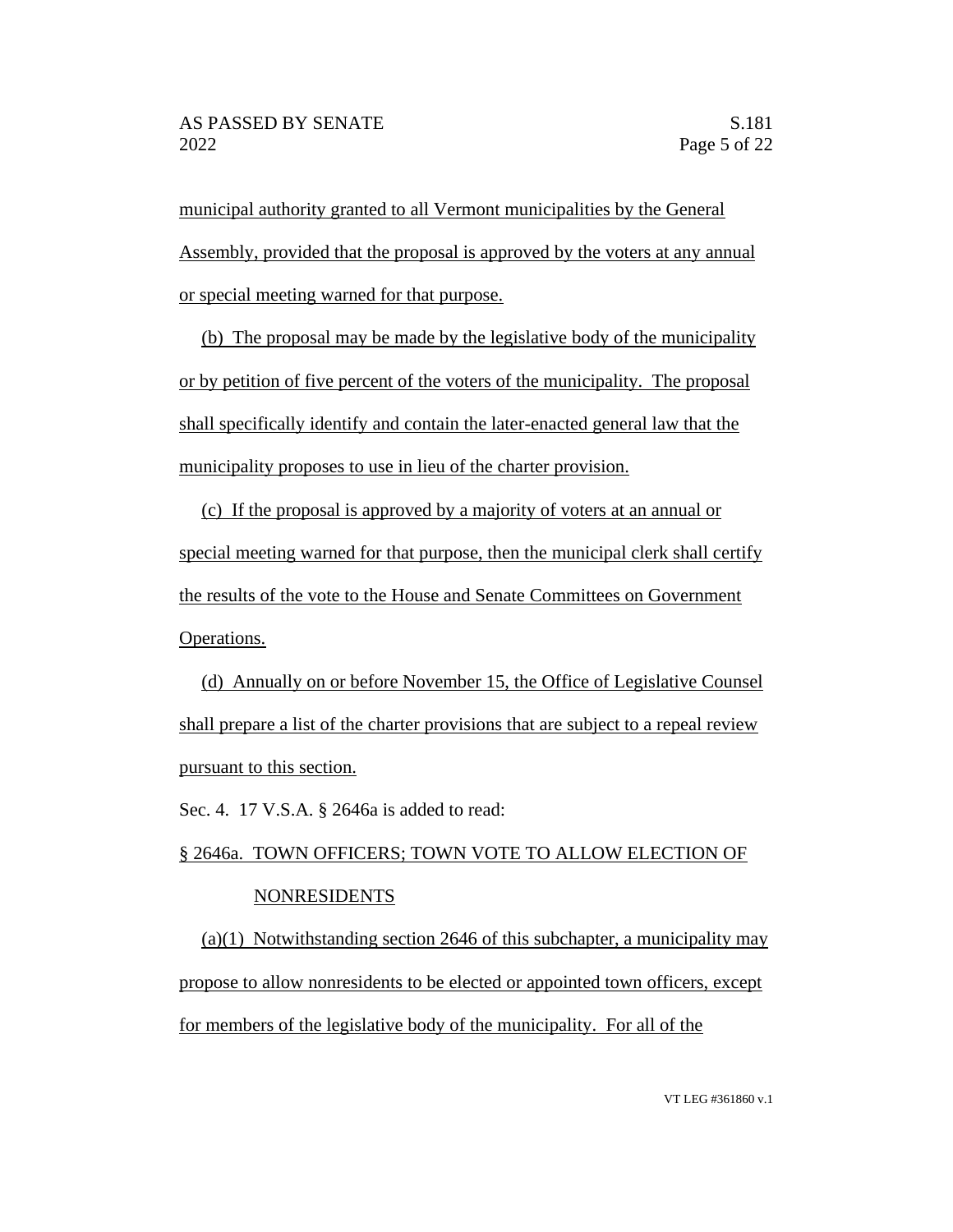municipal authority granted to all Vermont municipalities by the General Assembly, provided that the proposal is approved by the voters at any annual or special meeting warned for that purpose.

(b) The proposal may be made by the legislative body of the municipality or by petition of five percent of the voters of the municipality. The proposal shall specifically identify and contain the later-enacted general law that the municipality proposes to use in lieu of the charter provision.

(c) If the proposal is approved by a majority of voters at an annual or special meeting warned for that purpose, then the municipal clerk shall certify the results of the vote to the House and Senate Committees on Government Operations.

(d) Annually on or before November 15, the Office of Legislative Counsel shall prepare a list of the charter provisions that are subject to a repeal review pursuant to this section.

Sec. 4. 17 V.S.A. § 2646a is added to read:

§ 2646a. TOWN OFFICERS; TOWN VOTE TO ALLOW ELECTION OF NONRESIDENTS

(a)(1) Notwithstanding section 2646 of this subchapter, a municipality may propose to allow nonresidents to be elected or appointed town officers, except for members of the legislative body of the municipality. For all of the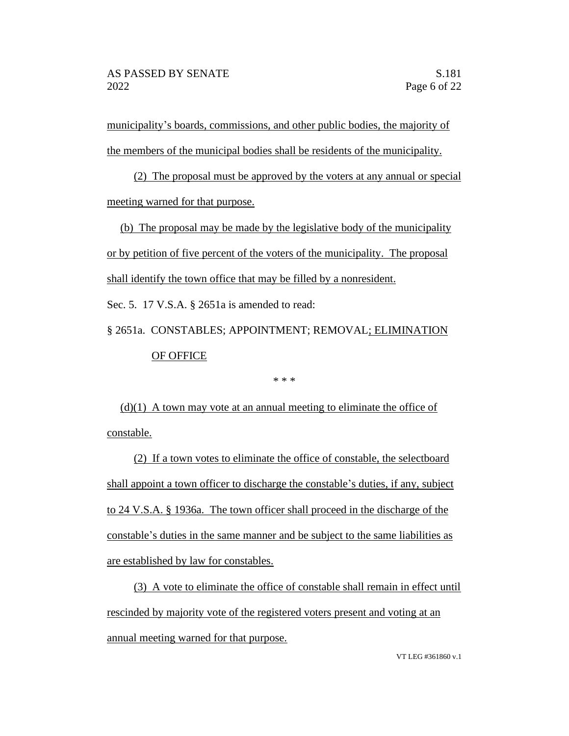municipality's boards, commissions, and other public bodies, the majority of the members of the municipal bodies shall be residents of the municipality.

(2) The proposal must be approved by the voters at any annual or special meeting warned for that purpose.

(b) The proposal may be made by the legislative body of the municipality or by petition of five percent of the voters of the municipality. The proposal shall identify the town office that may be filled by a nonresident.

Sec. 5. 17 V.S.A. § 2651a is amended to read:

§ 2651a. CONSTABLES; APPOINTMENT; REMOVAL; ELIMINATION OF OFFICE

\* \* \*

(d)(1) A town may vote at an annual meeting to eliminate the office of constable.

(2) If a town votes to eliminate the office of constable, the selectboard shall appoint a town officer to discharge the constable's duties, if any, subject to 24 V.S.A. § 1936a. The town officer shall proceed in the discharge of the constable's duties in the same manner and be subject to the same liabilities as are established by law for constables.

(3) A vote to eliminate the office of constable shall remain in effect until rescinded by majority vote of the registered voters present and voting at an annual meeting warned for that purpose.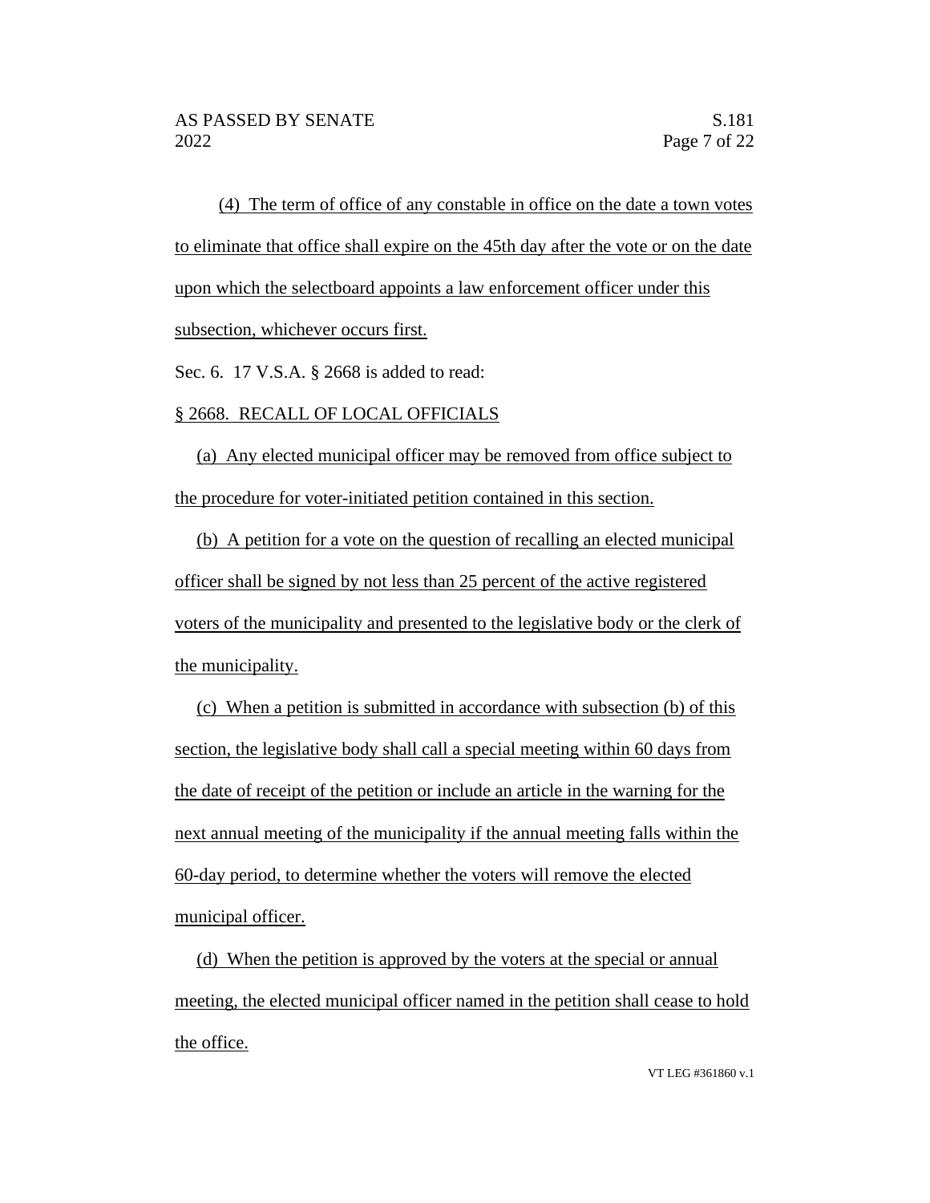(4) The term of office of any constable in office on the date a town votes to eliminate that office shall expire on the 45th day after the vote or on the date upon which the selectboard appoints a law enforcement officer under this subsection, whichever occurs first.

Sec. 6. 17 V.S.A. § 2668 is added to read:

§ 2668. RECALL OF LOCAL OFFICIALS

(a) Any elected municipal officer may be removed from office subject to the procedure for voter-initiated petition contained in this section.

(b) A petition for a vote on the question of recalling an elected municipal officer shall be signed by not less than 25 percent of the active registered voters of the municipality and presented to the legislative body or the clerk of the municipality.

(c) When a petition is submitted in accordance with subsection (b) of this section, the legislative body shall call a special meeting within 60 days from the date of receipt of the petition or include an article in the warning for the next annual meeting of the municipality if the annual meeting falls within the 60-day period, to determine whether the voters will remove the elected municipal officer.

(d) When the petition is approved by the voters at the special or annual meeting, the elected municipal officer named in the petition shall cease to hold the office.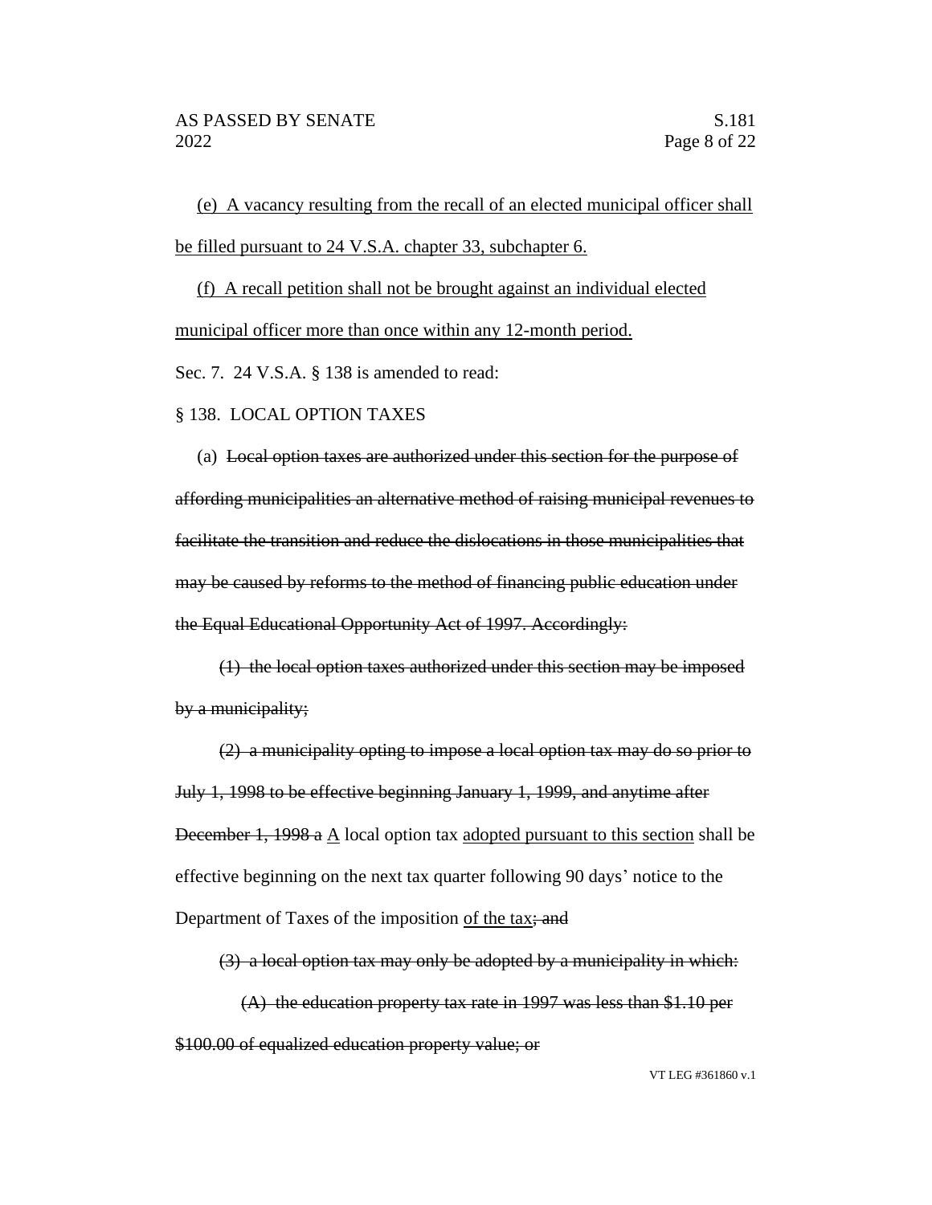<u>(e) A vacancy resulting from the recall of an elected municipal officer shall be filled pursuant to 24 V.S.A. chapter 33, subchapter 6.</u>

<u>(f) A recall petition shall not be brought against an individual elected municipal officer more than once within any 12-month period.</u>

Sec. 7. 24 V.S.A. § 138 is amended to read:

§ 138. LOCAL OPTION TAXES

(a) ~~Local option taxes are authorized under this section for the purpose of affording municipalities an alternative method of raising municipal revenues to facilitate the transition and reduce the dislocations in those municipalities that may be caused by reforms to the method of financing public education under the Equal Educational Opportunity Act of 1997. Accordingly:~~

~~(1) the local option taxes authorized under this section may be imposed by a municipality;~~

~~(2) a municipality opting to impose a local option tax may do so prior to July 1, 1998 to be effective beginning January 1, 1999, and anytime after December 1, 1998 a~~ <u>A</u> local option tax <u>adopted pursuant to this section</u> shall be effective beginning on the next tax quarter following 90 days' notice to the Department of Taxes of the imposition <u>of the tax</u>~~; and~~

~~(3) a local option tax may only be adopted by a municipality in which:~~

~~(A) the education property tax rate in 1997 was less than $1.10 per $100.00 of equalized education property value; or~~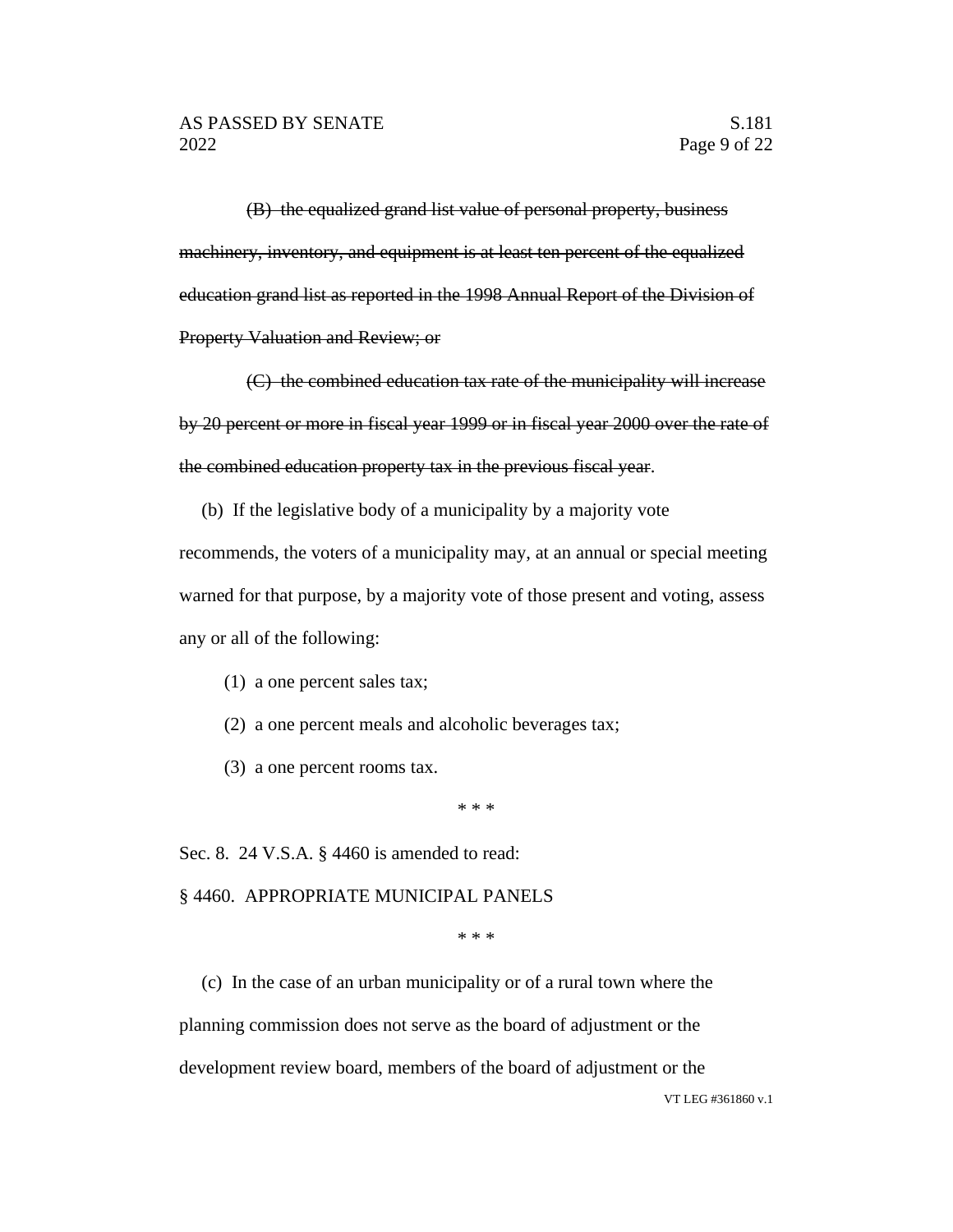~~(B) the equalized grand list value of personal property, business machinery, inventory, and equipment is at least ten percent of the equalized education grand list as reported in the 1998 Annual Report of the Division of Property Valuation and Review; or~~

~~(C) the combined education tax rate of the municipality will increase by 20 percent or more in fiscal year 1999 or in fiscal year 2000 over the rate of the combined education property tax in the previous fiscal year~~.

(b) If the legislative body of a municipality by a majority vote recommends, the voters of a municipality may, at an annual or special meeting warned for that purpose, by a majority vote of those present and voting, assess any or all of the following:

(1) a one percent sales tax;

(2) a one percent meals and alcoholic beverages tax;

(3) a one percent rooms tax.

\* \* \*

Sec. 8. 24 V.S.A. § 4460 is amended to read:

§ 4460. APPROPRIATE MUNICIPAL PANELS

\* \* \*

(c) In the case of an urban municipality or of a rural town where the planning commission does not serve as the board of adjustment or the development review board, members of the board of adjustment or the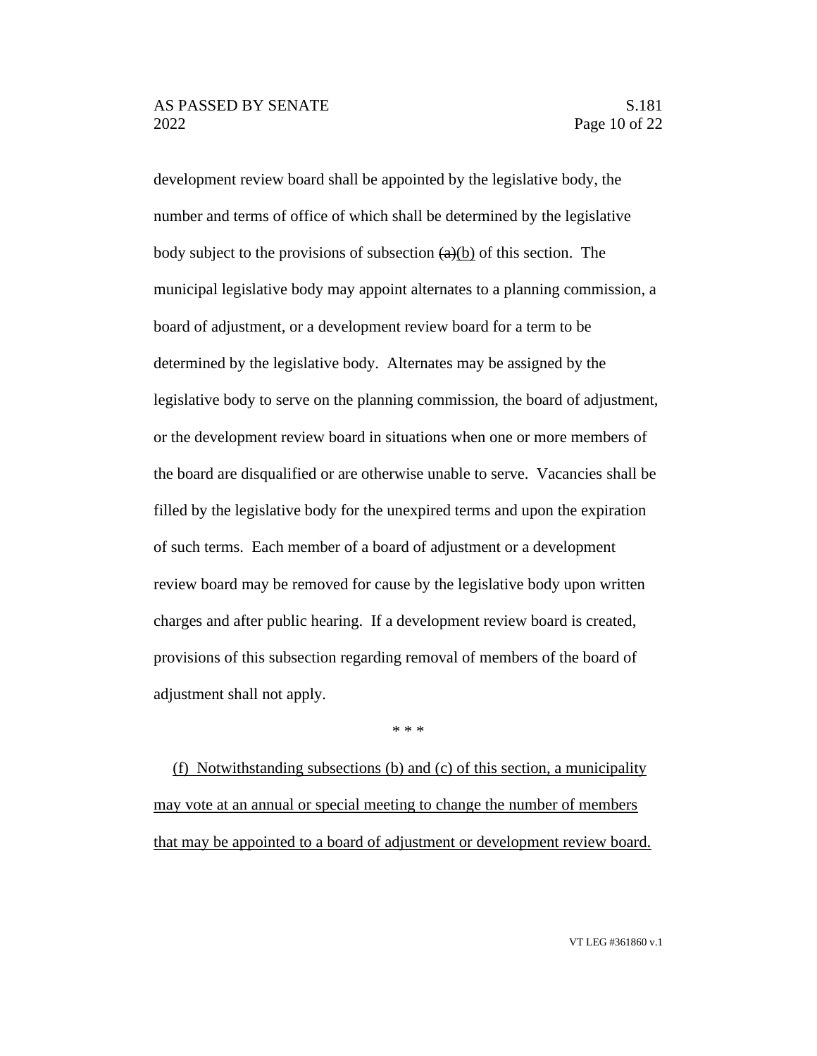development review board shall be appointed by the legislative body, the number and terms of office of which shall be determined by the legislative body subject to the provisions of subsection ~~(a)~~<u>(b)</u> of this section. The municipal legislative body may appoint alternates to a planning commission, a board of adjustment, or a development review board for a term to be determined by the legislative body. Alternates may be assigned by the legislative body to serve on the planning commission, the board of adjustment, or the development review board in situations when one or more members of the board are disqualified or are otherwise unable to serve. Vacancies shall be filled by the legislative body for the unexpired terms and upon the expiration of such terms. Each member of a board of adjustment or a development review board may be removed for cause by the legislative body upon written charges and after public hearing. If a development review board is created, provisions of this subsection regarding removal of members of the board of adjustment shall not apply.

\* \* \*

<u>(f) Notwithstanding subsections (b) and (c) of this section, a municipality may vote at an annual or special meeting to change the number of members that may be appointed to a board of adjustment or development review board.</u>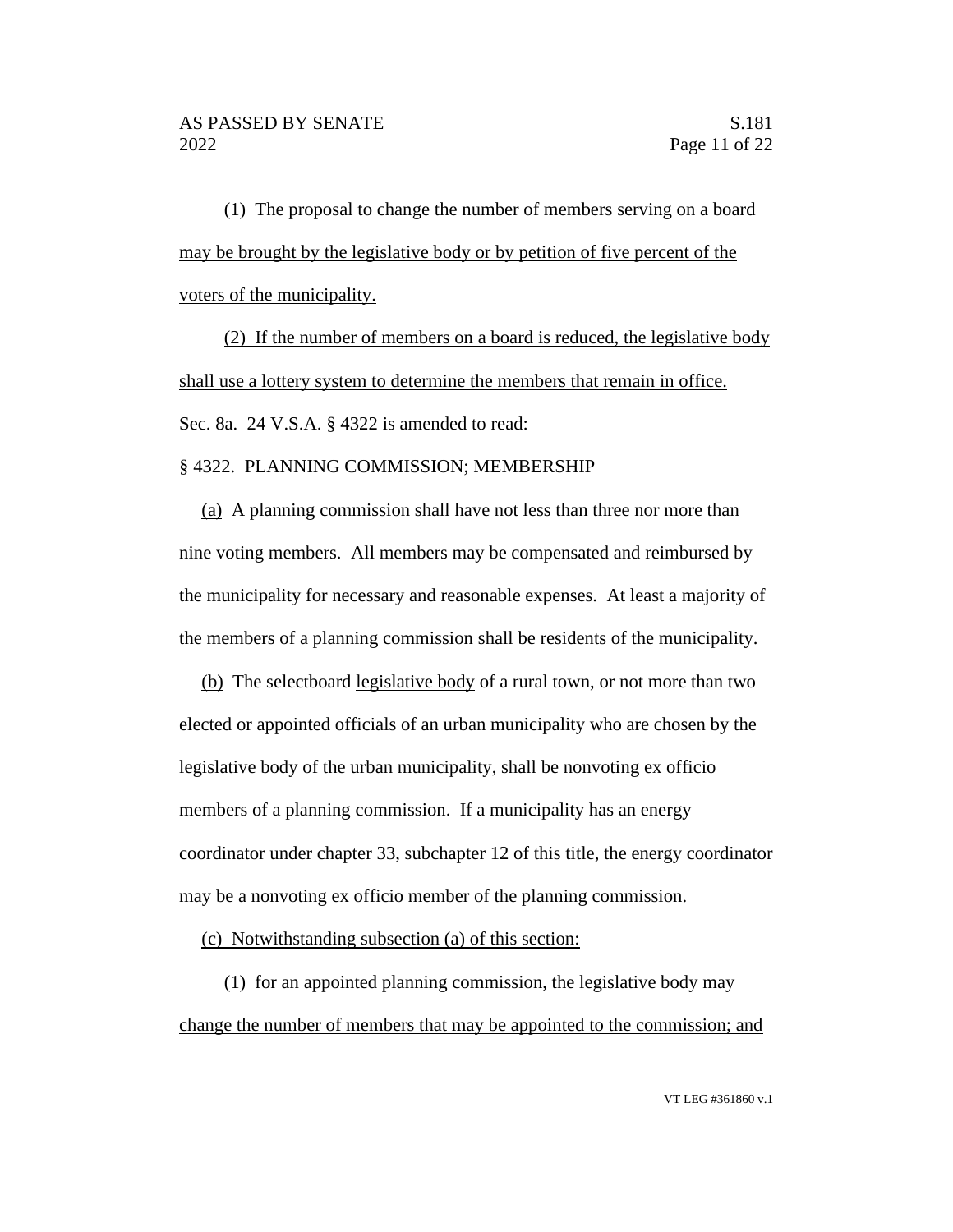(1) The proposal to change the number of members serving on a board may be brought by the legislative body or by petition of five percent of the voters of the municipality.

(2) If the number of members on a board is reduced, the legislative body shall use a lottery system to determine the members that remain in office.

Sec. 8a. 24 V.S.A. § 4322 is amended to read:

§ 4322. PLANNING COMMISSION; MEMBERSHIP

(a) A planning commission shall have not less than three nor more than nine voting members. All members may be compensated and reimbursed by the municipality for necessary and reasonable expenses. At least a majority of the members of a planning commission shall be residents of the municipality.

(b) The ~~selectboard~~ legislative body of a rural town, or not more than two elected or appointed officials of an urban municipality who are chosen by the legislative body of the urban municipality, shall be nonvoting ex officio members of a planning commission. If a municipality has an energy coordinator under chapter 33, subchapter 12 of this title, the energy coordinator may be a nonvoting ex officio member of the planning commission.

(c) Notwithstanding subsection (a) of this section:

(1) for an appointed planning commission, the legislative body may change the number of members that may be appointed to the commission; and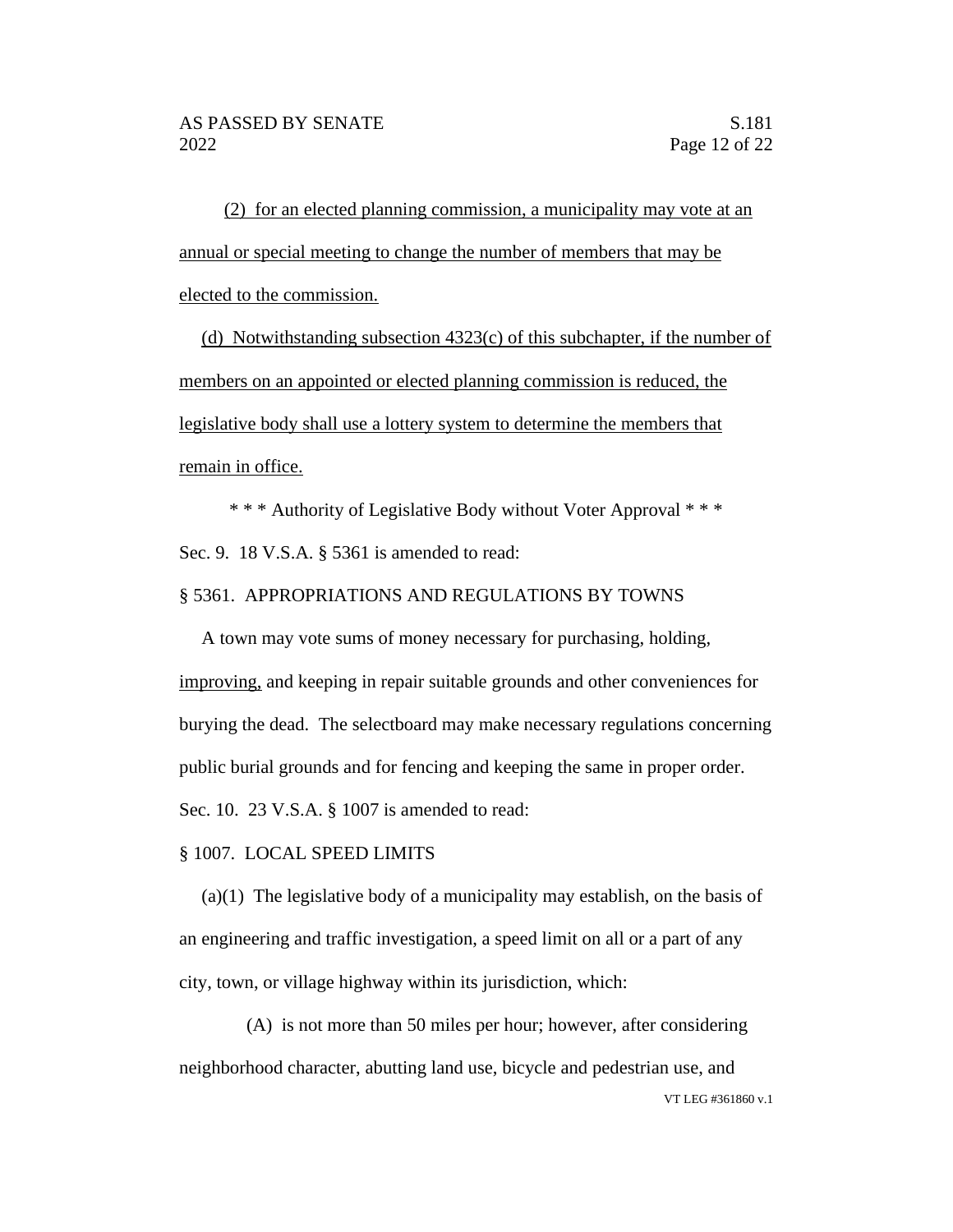(2) for an elected planning commission, a municipality may vote at an annual or special meeting to change the number of members that may be elected to the commission.

(d) Notwithstanding subsection 4323(c) of this subchapter, if the number of members on an appointed or elected planning commission is reduced, the legislative body shall use a lottery system to determine the members that remain in office.

\* \* \* Authority of Legislative Body without Voter Approval \* \* \*

Sec. 9. 18 V.S.A. § 5361 is amended to read:

§ 5361. APPROPRIATIONS AND REGULATIONS BY TOWNS

A town may vote sums of money necessary for purchasing, holding, improving, and keeping in repair suitable grounds and other conveniences for burying the dead. The selectboard may make necessary regulations concerning public burial grounds and for fencing and keeping the same in proper order.

Sec. 10. 23 V.S.A. § 1007 is amended to read:

§ 1007. LOCAL SPEED LIMITS

(a)(1) The legislative body of a municipality may establish, on the basis of an engineering and traffic investigation, a speed limit on all or a part of any city, town, or village highway within its jurisdiction, which:

(A) is not more than 50 miles per hour; however, after considering neighborhood character, abutting land use, bicycle and pedestrian use, and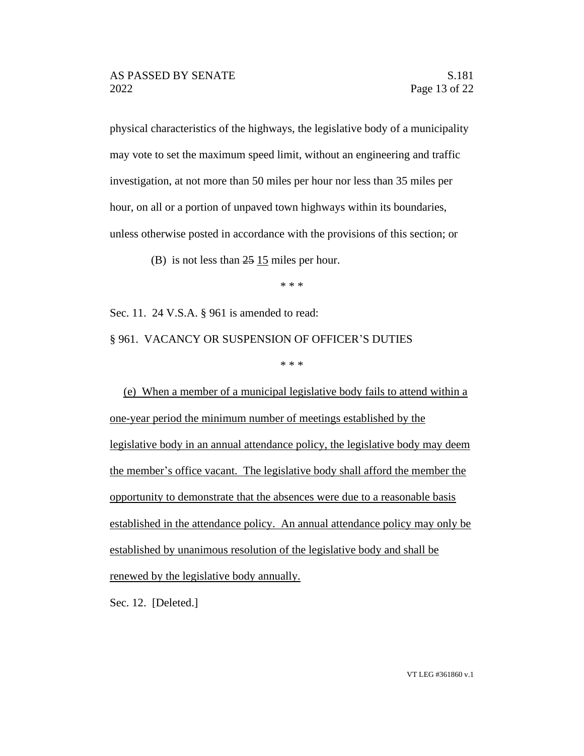physical characteristics of the highways, the legislative body of a municipality may vote to set the maximum speed limit, without an engineering and traffic investigation, at not more than 50 miles per hour nor less than 35 miles per hour, on all or a portion of unpaved town highways within its boundaries, unless otherwise posted in accordance with the provisions of this section; or

(B) is not less than ~~25~~ <u>15</u> miles per hour.

\* \* \*

Sec. 11. 24 V.S.A. § 961 is amended to read:

§ 961. VACANCY OR SUSPENSION OF OFFICER'S DUTIES

\* \* \*

<u>(e) When a member of a municipal legislative body fails to attend within a one-year period the minimum number of meetings established by the legislative body in an annual attendance policy, the legislative body may deem the member's office vacant. The legislative body shall afford the member the opportunity to demonstrate that the absences were due to a reasonable basis established in the attendance policy. An annual attendance policy may only be established by unanimous resolution of the legislative body and shall be renewed by the legislative body annually.</u>

Sec. 12. [Deleted.]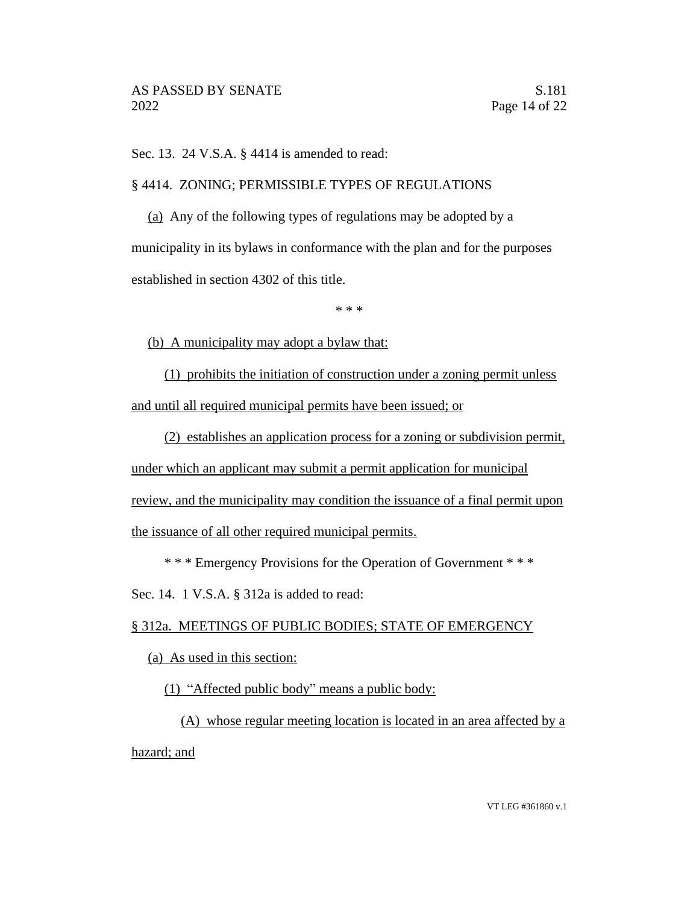Sec. 13. 24 V.S.A. § 4414 is amended to read:

§ 4414. ZONING; PERMISSIBLE TYPES OF REGULATIONS

(a) Any of the following types of regulations may be adopted by a municipality in its bylaws in conformance with the plan and for the purposes established in section 4302 of this title.

\* \* \*

(b) A municipality may adopt a bylaw that:

(1) prohibits the initiation of construction under a zoning permit unless and until all required municipal permits have been issued; or

(2) establishes an application process for a zoning or subdivision permit, under which an applicant may submit a permit application for municipal review, and the municipality may condition the issuance of a final permit upon the issuance of all other required municipal permits.

\* \* \* Emergency Provisions for the Operation of Government \* \* \*

Sec. 14. 1 V.S.A. § 312a is added to read:

§ 312a. MEETINGS OF PUBLIC BODIES; STATE OF EMERGENCY

(a) As used in this section:

(1) "Affected public body" means a public body:

(A) whose regular meeting location is located in an area affected by a hazard; and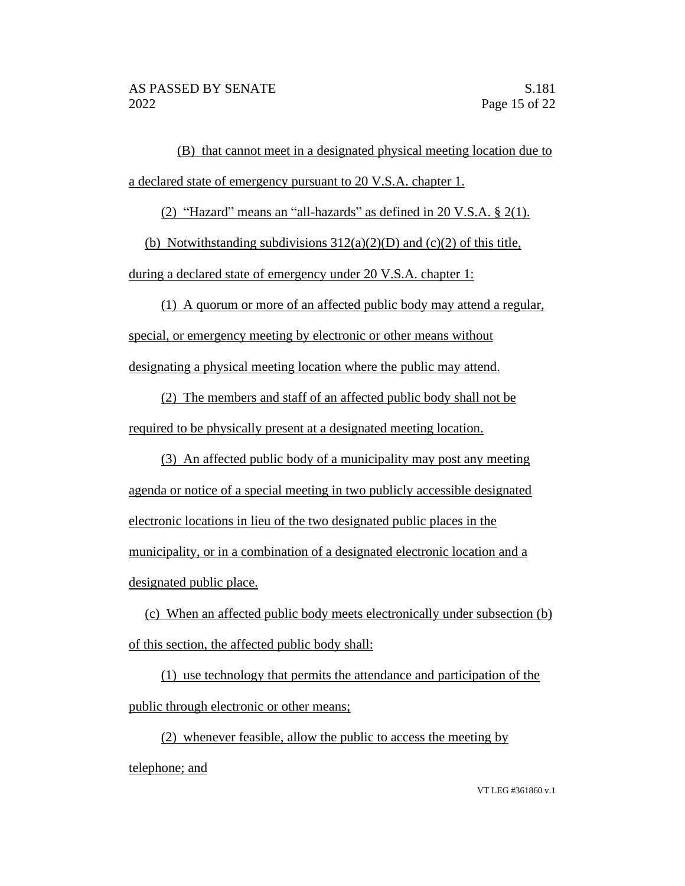(B) that cannot meet in a designated physical meeting location due to a declared state of emergency pursuant to 20 V.S.A. chapter 1.

(2) "Hazard" means an "all-hazards" as defined in 20 V.S.A. § 2(1).

(b) Notwithstanding subdivisions 312(a)(2)(D) and (c)(2) of this title, during a declared state of emergency under 20 V.S.A. chapter 1:

(1) A quorum or more of an affected public body may attend a regular, special, or emergency meeting by electronic or other means without designating a physical meeting location where the public may attend.

(2) The members and staff of an affected public body shall not be required to be physically present at a designated meeting location.

(3) An affected public body of a municipality may post any meeting agenda or notice of a special meeting in two publicly accessible designated electronic locations in lieu of the two designated public places in the municipality, or in a combination of a designated electronic location and a designated public place.

(c) When an affected public body meets electronically under subsection (b) of this section, the affected public body shall:

(1) use technology that permits the attendance and participation of the public through electronic or other means;

(2) whenever feasible, allow the public to access the meeting by telephone; and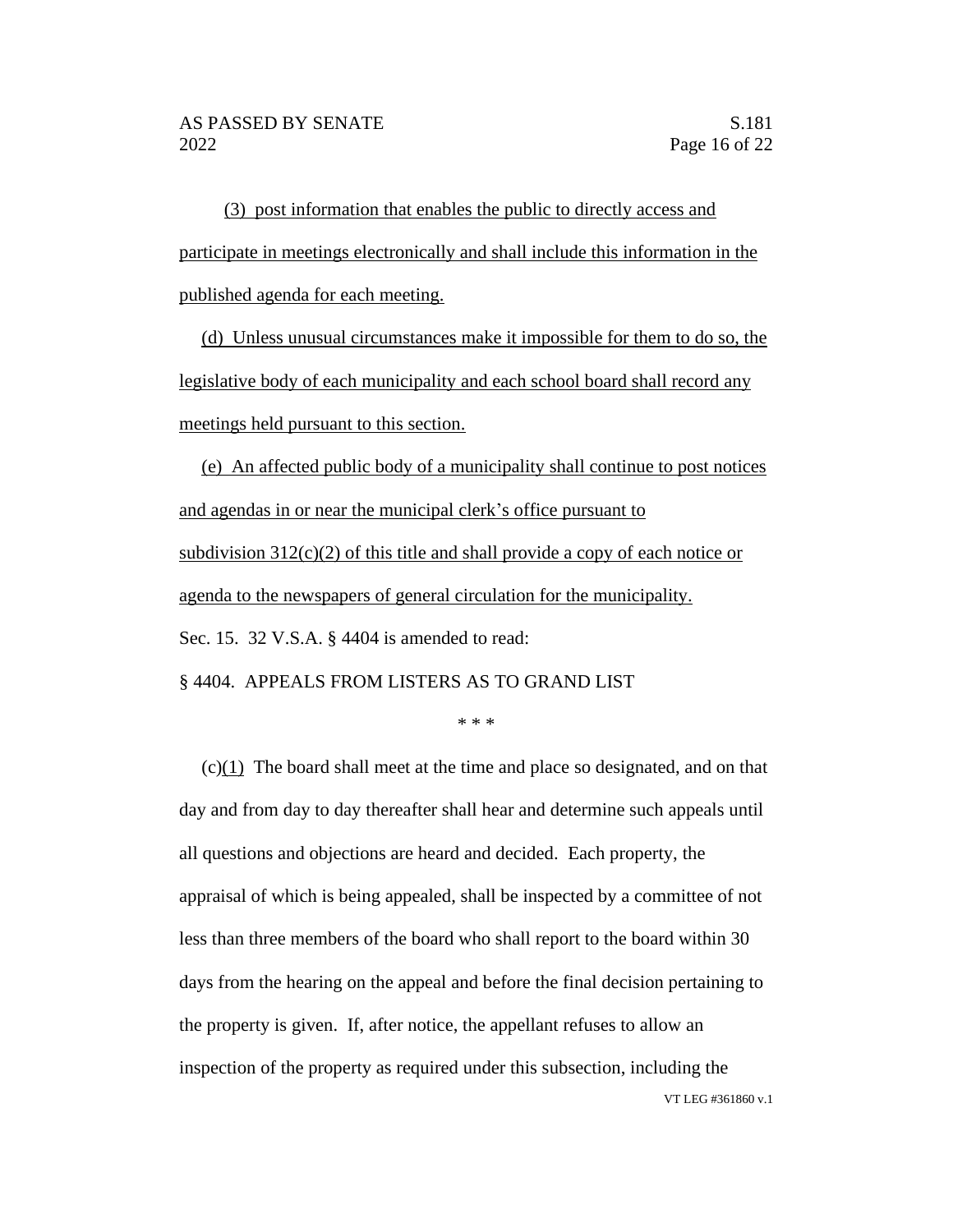(3) post information that enables the public to directly access and participate in meetings electronically and shall include this information in the published agenda for each meeting.

(d) Unless unusual circumstances make it impossible for them to do so, the legislative body of each municipality and each school board shall record any meetings held pursuant to this section.

(e) An affected public body of a municipality shall continue to post notices and agendas in or near the municipal clerk's office pursuant to subdivision 312(c)(2) of this title and shall provide a copy of each notice or agenda to the newspapers of general circulation for the municipality.

Sec. 15. 32 V.S.A. § 4404 is amended to read:

§ 4404. APPEALS FROM LISTERS AS TO GRAND LIST

\* \* \*

(c)(1) The board shall meet at the time and place so designated, and on that day and from day to day thereafter shall hear and determine such appeals until all questions and objections are heard and decided. Each property, the appraisal of which is being appealed, shall be inspected by a committee of not less than three members of the board who shall report to the board within 30 days from the hearing on the appeal and before the final decision pertaining to the property is given. If, after notice, the appellant refuses to allow an inspection of the property as required under this subsection, including the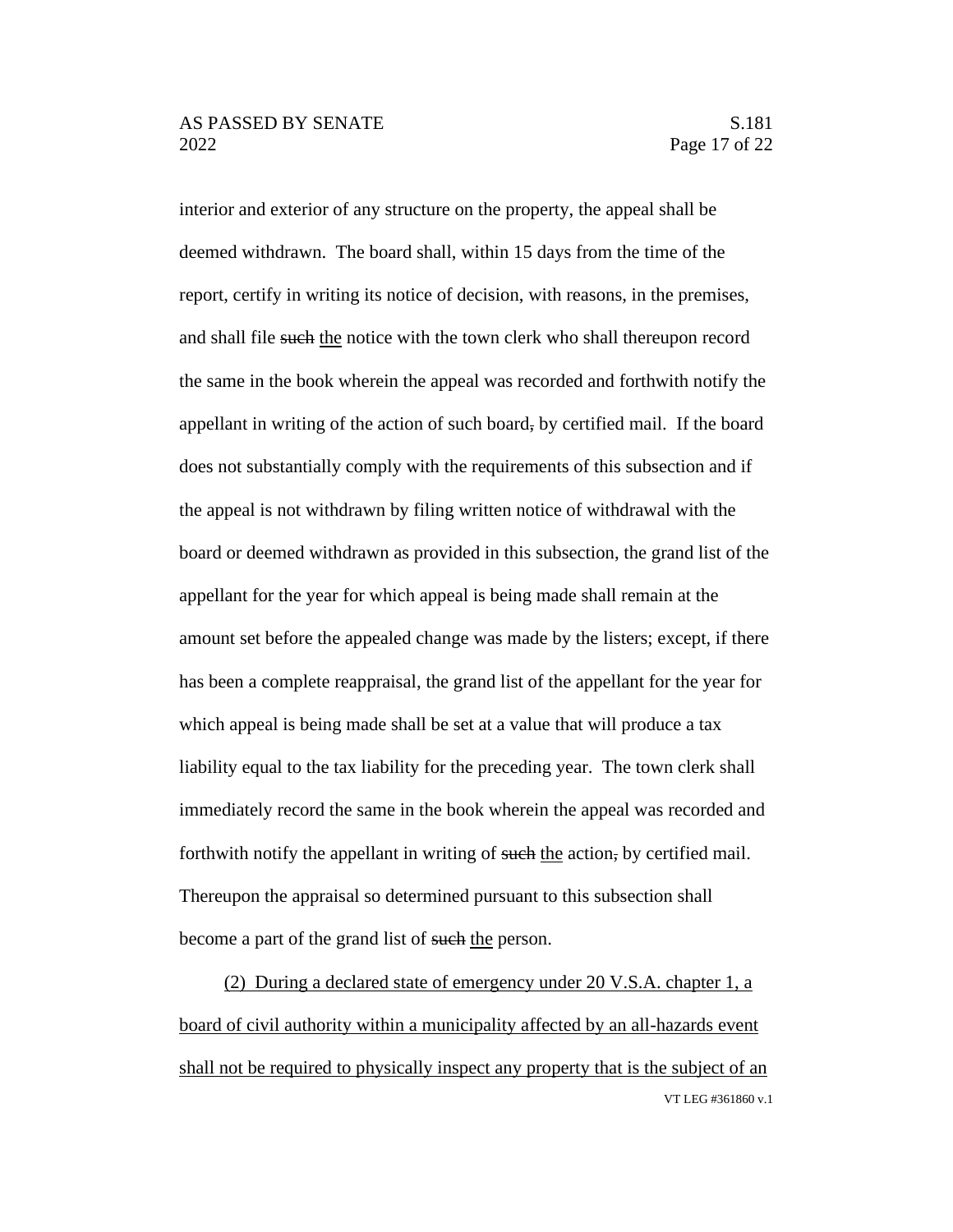interior and exterior of any structure on the property, the appeal shall be deemed withdrawn. The board shall, within 15 days from the time of the report, certify in writing its notice of decision, with reasons, in the premises, and shall file ~~such~~ <u>the</u> notice with the town clerk who shall thereupon record the same in the book wherein the appeal was recorded and forthwith notify the appellant in writing of the action of such board~~,~~ by certified mail. If the board does not substantially comply with the requirements of this subsection and if the appeal is not withdrawn by filing written notice of withdrawal with the board or deemed withdrawn as provided in this subsection, the grand list of the appellant for the year for which appeal is being made shall remain at the amount set before the appealed change was made by the listers; except, if there has been a complete reappraisal, the grand list of the appellant for the year for which appeal is being made shall be set at a value that will produce a tax liability equal to the tax liability for the preceding year. The town clerk shall immediately record the same in the book wherein the appeal was recorded and forthwith notify the appellant in writing of ~~such~~ <u>the</u> action~~,~~ by certified mail. Thereupon the appraisal so determined pursuant to this subsection shall become a part of the grand list of ~~such~~ <u>the</u> person.

<u>(2) During a declared state of emergency under 20 V.S.A. chapter 1, a board of civil authority within a municipality affected by an all-hazards event shall not be required to physically inspect any property that is the subject of an</u>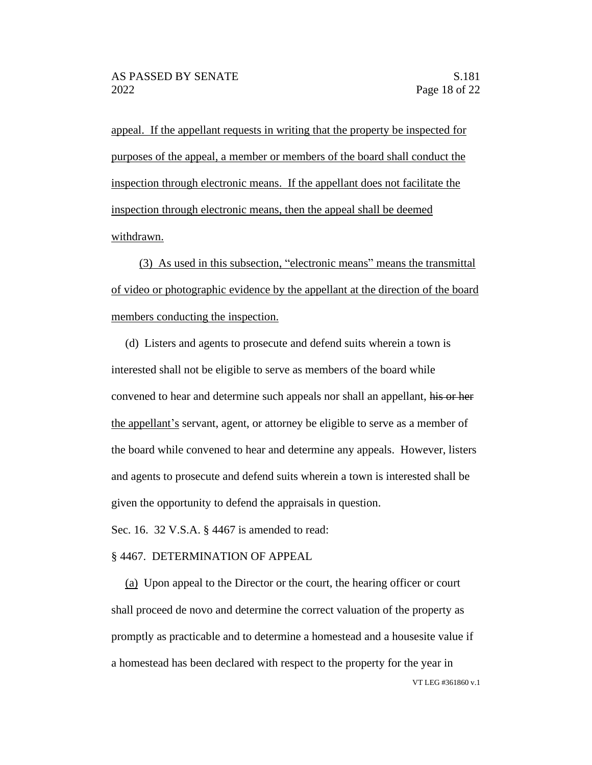appeal. If the appellant requests in writing that the property be inspected for purposes of the appeal, a member or members of the board shall conduct the inspection through electronic means. If the appellant does not facilitate the inspection through electronic means, then the appeal shall be deemed withdrawn.

(3) As used in this subsection, "electronic means" means the transmittal of video or photographic evidence by the appellant at the direction of the board members conducting the inspection.

(d) Listers and agents to prosecute and defend suits wherein a town is interested shall not be eligible to serve as members of the board while convened to hear and determine such appeals nor shall an appellant, ~~his or her~~ the appellant's servant, agent, or attorney be eligible to serve as a member of the board while convened to hear and determine any appeals. However, listers and agents to prosecute and defend suits wherein a town is interested shall be given the opportunity to defend the appraisals in question.

Sec. 16. 32 V.S.A. § 4467 is amended to read:

§ 4467. DETERMINATION OF APPEAL

(a) Upon appeal to the Director or the court, the hearing officer or court shall proceed de novo and determine the correct valuation of the property as promptly as practicable and to determine a homestead and a housesite value if a homestead has been declared with respect to the property for the year in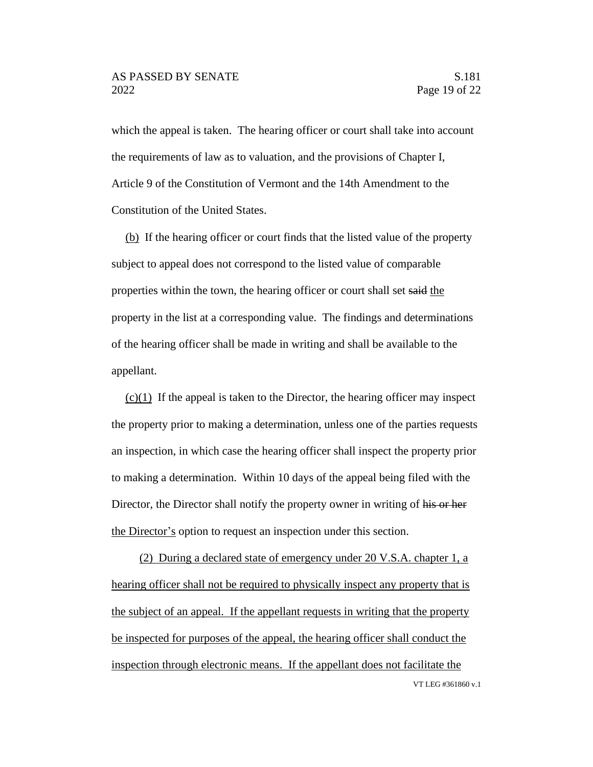which the appeal is taken. The hearing officer or court shall take into account the requirements of law as to valuation, and the provisions of Chapter I, Article 9 of the Constitution of Vermont and the 14th Amendment to the Constitution of the United States.

<u>(b)</u> If the hearing officer or court finds that the listed value of the property subject to appeal does not correspond to the listed value of comparable properties within the town, the hearing officer or court shall set ~~said~~ <u>the</u> property in the list at a corresponding value. The findings and determinations of the hearing officer shall be made in writing and shall be available to the appellant.

<u>(c)(1)</u> If the appeal is taken to the Director, the hearing officer may inspect the property prior to making a determination, unless one of the parties requests an inspection, in which case the hearing officer shall inspect the property prior to making a determination. Within 10 days of the appeal being filed with the Director, the Director shall notify the property owner in writing of ~~his or her~~ <u>the Director's</u> option to request an inspection under this section.

<u>(2) During a declared state of emergency under 20 V.S.A. chapter 1, a hearing officer shall not be required to physically inspect any property that is the subject of an appeal. If the appellant requests in writing that the property be inspected for purposes of the appeal, the hearing officer shall conduct the inspection through electronic means. If the appellant does not facilitate the</u>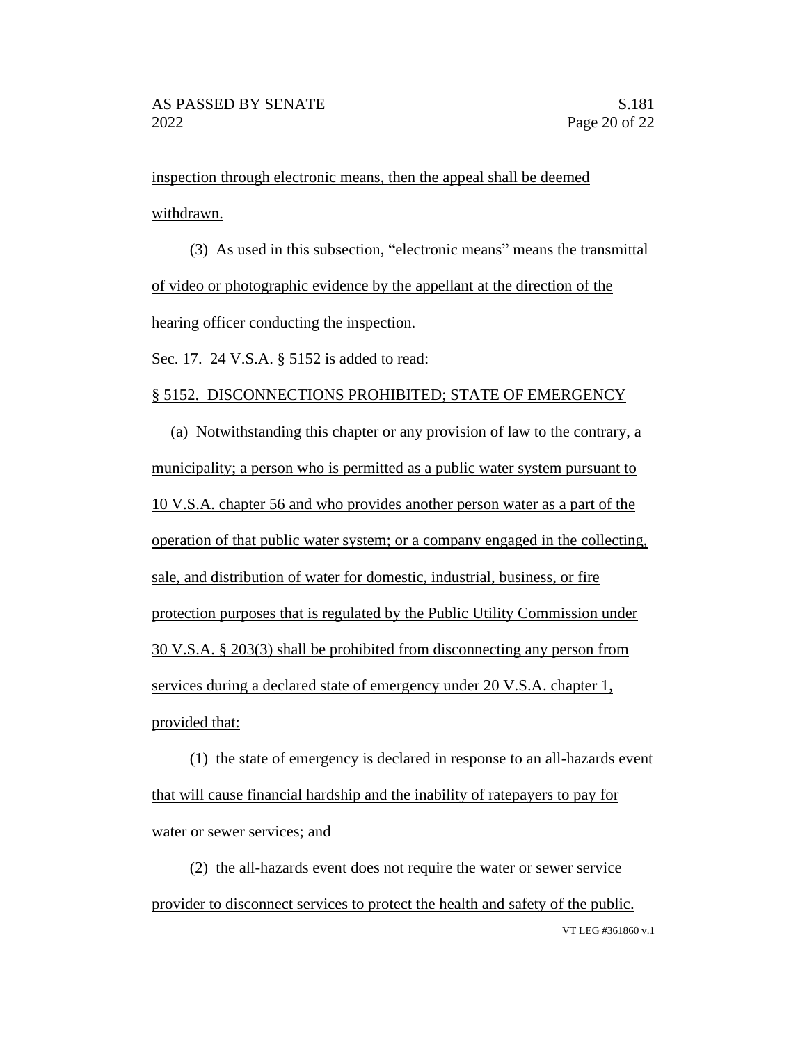inspection through electronic means, then the appeal shall be deemed withdrawn.

(3) As used in this subsection, "electronic means" means the transmittal of video or photographic evidence by the appellant at the direction of the hearing officer conducting the inspection.

Sec. 17. 24 V.S.A. § 5152 is added to read:

§ 5152. DISCONNECTIONS PROHIBITED; STATE OF EMERGENCY

(a) Notwithstanding this chapter or any provision of law to the contrary, a municipality; a person who is permitted as a public water system pursuant to 10 V.S.A. chapter 56 and who provides another person water as a part of the operation of that public water system; or a company engaged in the collecting, sale, and distribution of water for domestic, industrial, business, or fire protection purposes that is regulated by the Public Utility Commission under 30 V.S.A. § 203(3) shall be prohibited from disconnecting any person from services during a declared state of emergency under 20 V.S.A. chapter 1, provided that:

(1) the state of emergency is declared in response to an all-hazards event that will cause financial hardship and the inability of ratepayers to pay for water or sewer services; and

(2) the all-hazards event does not require the water or sewer service provider to disconnect services to protect the health and safety of the public.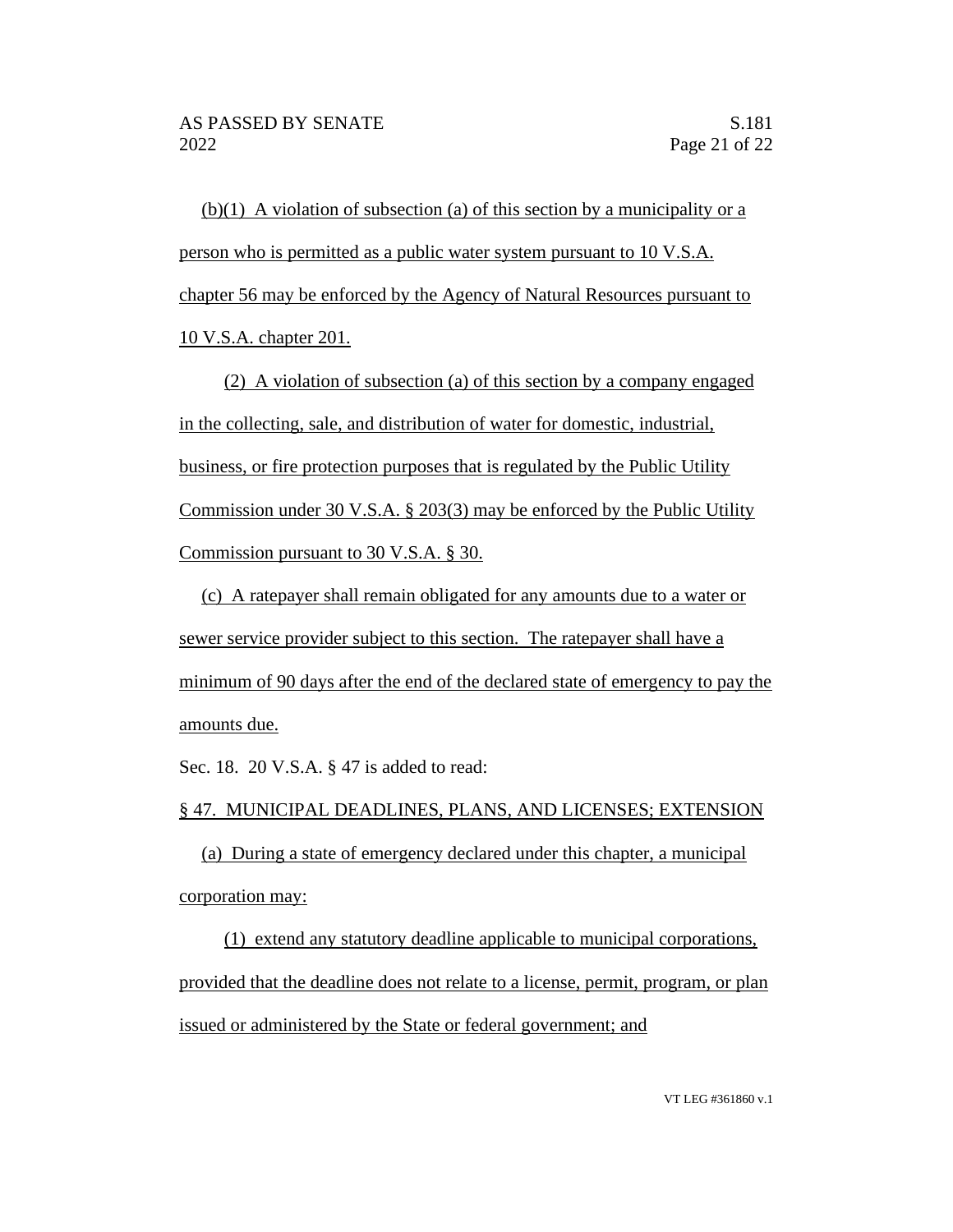(b)(1) A violation of subsection (a) of this section by a municipality or a person who is permitted as a public water system pursuant to 10 V.S.A. chapter 56 may be enforced by the Agency of Natural Resources pursuant to 10 V.S.A. chapter 201.

(2) A violation of subsection (a) of this section by a company engaged in the collecting, sale, and distribution of water for domestic, industrial, business, or fire protection purposes that is regulated by the Public Utility Commission under 30 V.S.A. § 203(3) may be enforced by the Public Utility Commission pursuant to 30 V.S.A. § 30.

(c) A ratepayer shall remain obligated for any amounts due to a water or sewer service provider subject to this section. The ratepayer shall have a minimum of 90 days after the end of the declared state of emergency to pay the amounts due.

Sec. 18. 20 V.S.A. § 47 is added to read:

§ 47. MUNICIPAL DEADLINES, PLANS, AND LICENSES; EXTENSION

(a) During a state of emergency declared under this chapter, a municipal corporation may:

(1) extend any statutory deadline applicable to municipal corporations, provided that the deadline does not relate to a license, permit, program, or plan issued or administered by the State or federal government; and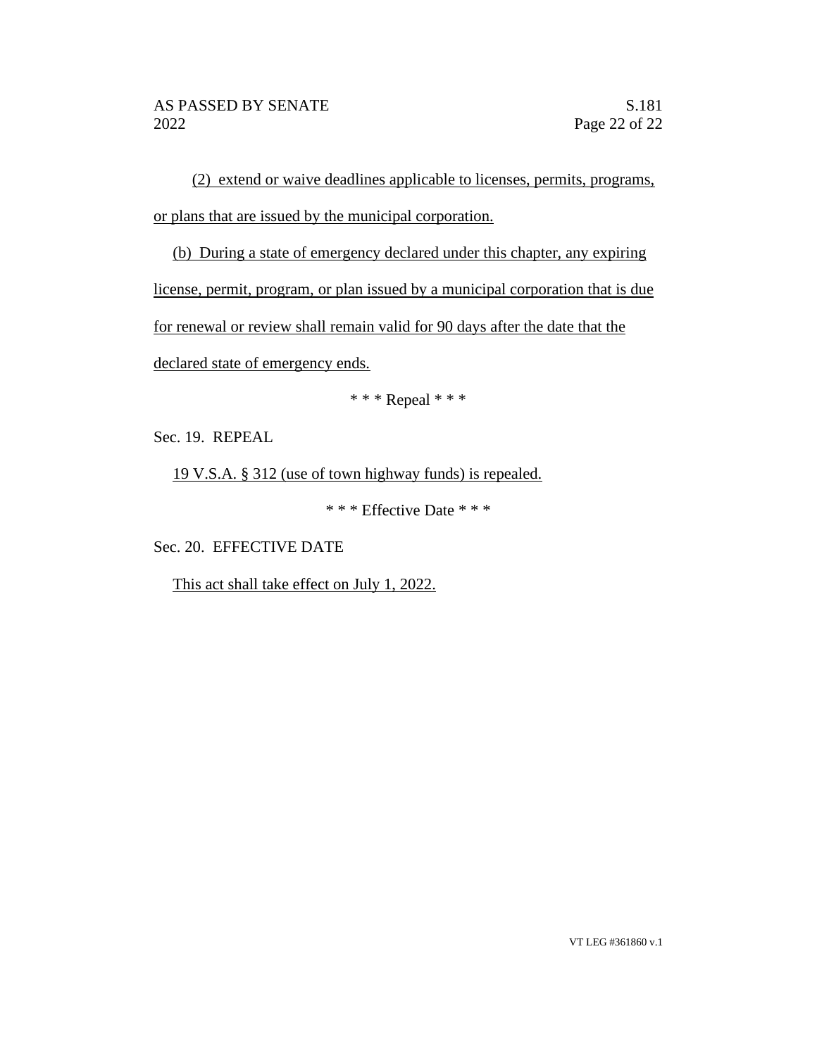(2) extend or waive deadlines applicable to licenses, permits, programs, or plans that are issued by the municipal corporation.

(b) During a state of emergency declared under this chapter, any expiring license, permit, program, or plan issued by a municipal corporation that is due for renewal or review shall remain valid for 90 days after the date that the declared state of emergency ends.

* * * Repeal * * *

Sec. 19. REPEAL

19 V.S.A. § 312 (use of town highway funds) is repealed.

* * * Effective Date * * *

Sec. 20. EFFECTIVE DATE

This act shall take effect on July 1, 2022.